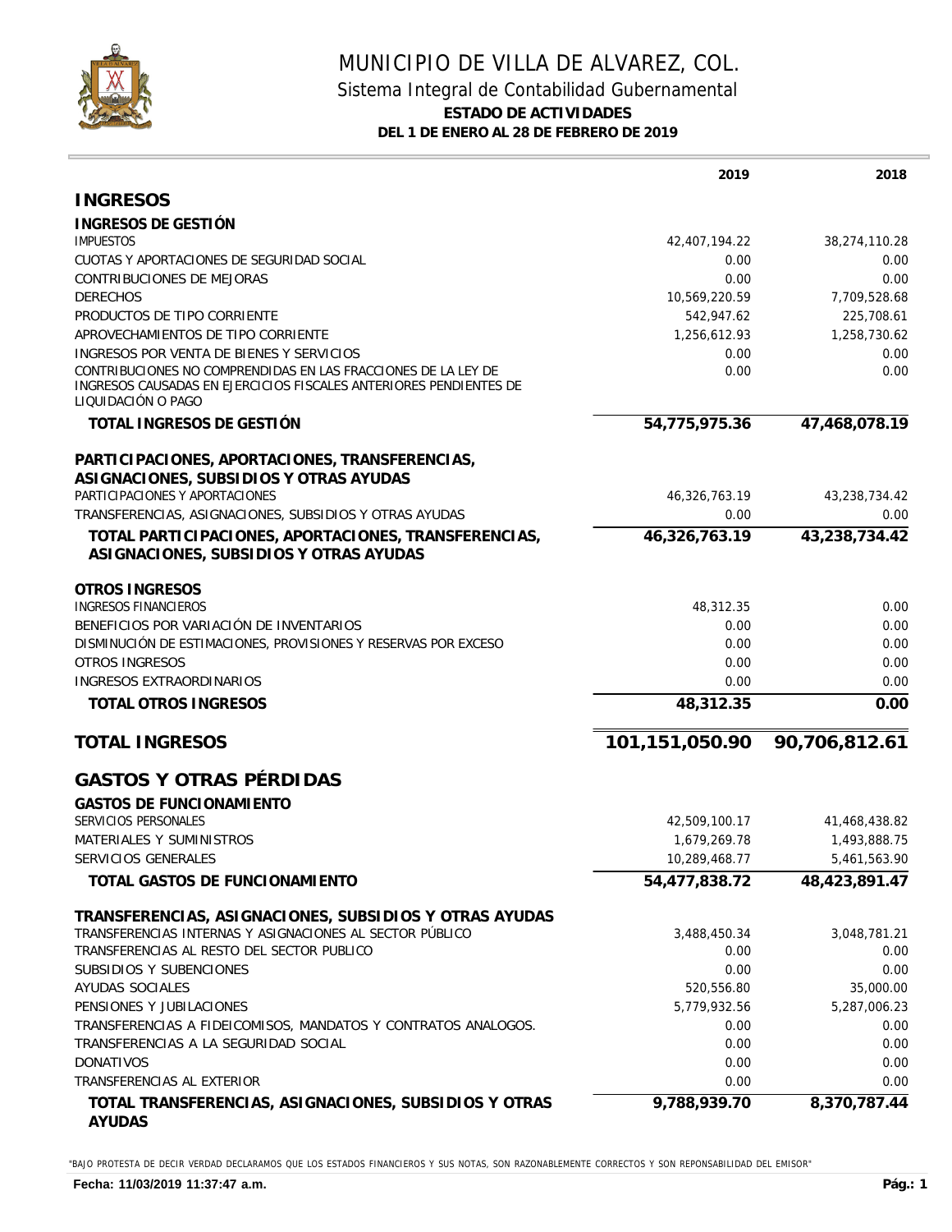# MUNICIPIO DE VILLA DE ALVAREZ, COL.

## Sistema Integral de Contabilidad Gubernamental

### ESTADO DE ACTIVIDADES

**DEL 1 DE ENERO AL 28 DE FEBRERO DE 2019**

| | 2019 | 2018 |
|---|---:|---:|
| **INGRESOS** | | |
| **INGRESOS DE GESTIÓN** | | |
| IMPUESTOS | 42,407,194.22 | 38,274,110.28 |
| CUOTAS Y APORTACIONES DE SEGURIDAD SOCIAL | 0.00 | 0.00 |
| CONTRIBUCIONES DE MEJORAS | 0.00 | 0.00 |
| DERECHOS | 10,569,220.59 | 7,709,528.68 |
| PRODUCTOS DE TIPO CORRIENTE | 542,947.62 | 225,708.61 |
| APROVECHAMIENTOS DE TIPO CORRIENTE | 1,256,612.93 | 1,258,730.62 |
| INGRESOS POR VENTA DE BIENES Y SERVICIOS | 0.00 | 0.00 |
| CONTRIBUCIONES NO COMPRENDIDAS EN LAS FRACCIONES DE LA LEY DE INGRESOS CAUSADAS EN EJERCICIOS FISCALES ANTERIORES PENDIENTES DE LIQUIDACIÓN O PAGO | 0.00 | 0.00 |
| **TOTAL INGRESOS DE GESTIÓN** | **54,775,975.36** | **47,468,078.19** |
| **PARTICIPACIONES, APORTACIONES, TRANSFERENCIAS, ASIGNACIONES, SUBSIDIOS Y OTRAS AYUDAS** | | |
| PARTICIPACIONES Y APORTACIONES | 46,326,763.19 | 43,238,734.42 |
| TRANSFERENCIAS, ASIGNACIONES, SUBSIDIOS Y OTRAS AYUDAS | 0.00 | 0.00 |
| **TOTAL PARTICIPACIONES, APORTACIONES, TRANSFERENCIAS, ASIGNACIONES, SUBSIDIOS Y OTRAS AYUDAS** | **46,326,763.19** | **43,238,734.42** |
| **OTROS INGRESOS** | | |
| INGRESOS FINANCIEROS | 48,312.35 | 0.00 |
| BENEFICIOS POR VARIACIÓN DE INVENTARIOS | 0.00 | 0.00 |
| DISMINUCIÓN DE ESTIMACIONES, PROVISIONES Y RESERVAS POR EXCESO | 0.00 | 0.00 |
| OTROS INGRESOS | 0.00 | 0.00 |
| INGRESOS EXTRAORDINARIOS | 0.00 | 0.00 |
| **TOTAL OTROS INGRESOS** | **48,312.35** | **0.00** |
| **TOTAL INGRESOS** | **101,151,050.90** | **90,706,812.61** |
| **GASTOS Y OTRAS PÉRDIDAS** | | |
| **GASTOS DE FUNCIONAMIENTO** | | |
| SERVICIOS PERSONALES | 42,509,100.17 | 41,468,438.82 |
| MATERIALES Y SUMINISTROS | 1,679,269.78 | 1,493,888.75 |
| SERVICIOS GENERALES | 10,289,468.77 | 5,461,563.90 |
| **TOTAL GASTOS DE FUNCIONAMIENTO** | **54,477,838.72** | **48,423,891.47** |
| **TRANSFERENCIAS, ASIGNACIONES, SUBSIDIOS Y OTRAS AYUDAS** | | |
| TRANSFERENCIAS INTERNAS Y ASIGNACIONES AL SECTOR PÚBLICO | 3,488,450.34 | 3,048,781.21 |
| TRANSFERENCIAS AL RESTO DEL SECTOR PUBLICO | 0.00 | 0.00 |
| SUBSIDIOS Y SUBENCIONES | 0.00 | 0.00 |
| AYUDAS SOCIALES | 520,556.80 | 35,000.00 |
| PENSIONES Y JUBILACIONES | 5,779,932.56 | 5,287,006.23 |
| TRANSFERENCIAS A FIDEICOMISOS, MANDATOS Y CONTRATOS ANALOGOS. | 0.00 | 0.00 |
| TRANSFERENCIAS A LA SEGURIDAD SOCIAL | 0.00 | 0.00 |
| DONATIVOS | 0.00 | 0.00 |
| TRANSFERENCIAS AL EXTERIOR | 0.00 | 0.00 |
| **TOTAL TRANSFERENCIAS, ASIGNACIONES, SUBSIDIOS Y OTRAS AYUDAS** | **9,788,939.70** | **8,370,787.44** |

"BAJO PROTESTA DE DECIR VERDAD DECLARAMOS QUE LOS ESTADOS FINANCIEROS Y SUS NOTAS, SON RAZONABLEMENTE CORRECTOS Y SON REPONSABILIDAD DEL EMISOR"

**Fecha: 11/03/2019 11:37:47 a.m.**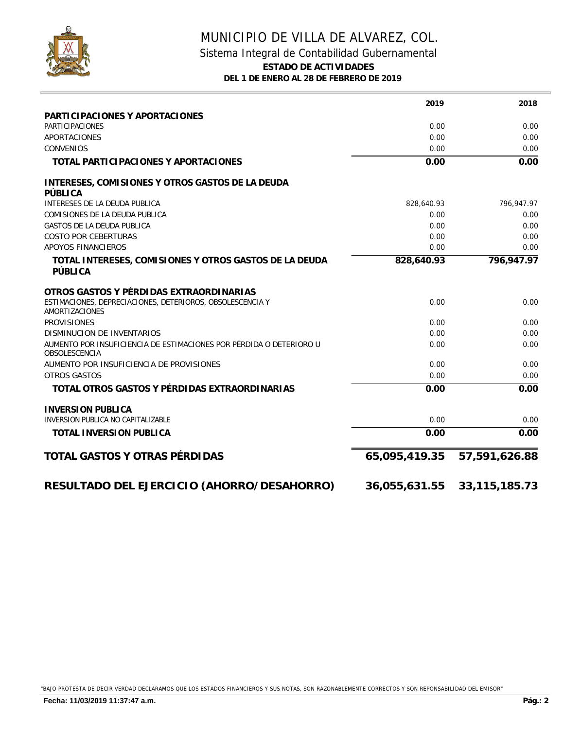# MUNICIPIO DE VILLA DE ALVAREZ, COL.

## Sistema Integral de Contabilidad Gubernamental

### ESTADO DE ACTIVIDADES

**DEL 1 DE ENERO AL 28 DE FEBRERO DE 2019**

| | 2019 | 2018 |
|---|---|---|
| **PARTICIPACIONES Y APORTACIONES** | | |
| PARTICIPACIONES | 0.00 | 0.00 |
| APORTACIONES | 0.00 | 0.00 |
| CONVENIOS | 0.00 | 0.00 |
| **TOTAL PARTICIPACIONES Y APORTACIONES** | **0.00** | **0.00** |
| **INTERESES, COMISIONES Y OTROS GASTOS DE LA DEUDA PÚBLICA** | | |
| INTERESES DE LA DEUDA PUBLICA | 828,640.93 | 796,947.97 |
| COMISIONES DE LA DEUDA PUBLICA | 0.00 | 0.00 |
| GASTOS DE LA DEUDA PUBLICA | 0.00 | 0.00 |
| COSTO POR CEBERTURAS | 0.00 | 0.00 |
| APOYOS FINANCIEROS | 0.00 | 0.00 |
| **TOTAL INTERESES, COMISIONES Y OTROS GASTOS DE LA DEUDA PÚBLICA** | **828,640.93** | **796,947.97** |
| **OTROS GASTOS Y PÉRDIDAS EXTRAORDINARIAS** | | |
| ESTIMACIONES, DEPRECIACIONES, DETERIOROS, OBSOLESCENCIA Y AMORTIZACIONES | 0.00 | 0.00 |
| PROVISIONES | 0.00 | 0.00 |
| DISMINUCION DE INVENTARIOS | 0.00 | 0.00 |
| AUMENTO POR INSUFICIENCIA DE ESTIMACIONES POR PÉRDIDA O DETERIORO U OBSOLESCENCIA | 0.00 | 0.00 |
| AUMENTO POR INSUFICIENCIA DE PROVISIONES | 0.00 | 0.00 |
| OTROS GASTOS | 0.00 | 0.00 |
| **TOTAL OTROS GASTOS Y PÉRDIDAS EXTRAORDINARIAS** | **0.00** | **0.00** |
| **INVERSION PUBLICA** | | |
| INVERSION PUBLICA NO CAPITALIZABLE | 0.00 | 0.00 |
| **TOTAL INVERSION PUBLICA** | **0.00** | **0.00** |
| **TOTAL GASTOS Y OTRAS PÉRDIDAS** | **65,095,419.35** | **57,591,626.88** |
| **RESULTADO DEL EJERCICIO (AHORRO/DESAHORRO)** | **36,055,631.55** | **33,115,185.73** |

"BAJO PROTESTA DE DECIR VERDAD DECLARAMOS QUE LOS ESTADOS FINANCIEROS Y SUS NOTAS, SON RAZONABLEMENTE CORRECTOS Y SON REPONSABILIDAD DEL EMISOR"

**Fecha: 11/03/2019 11:37:47 a.m.**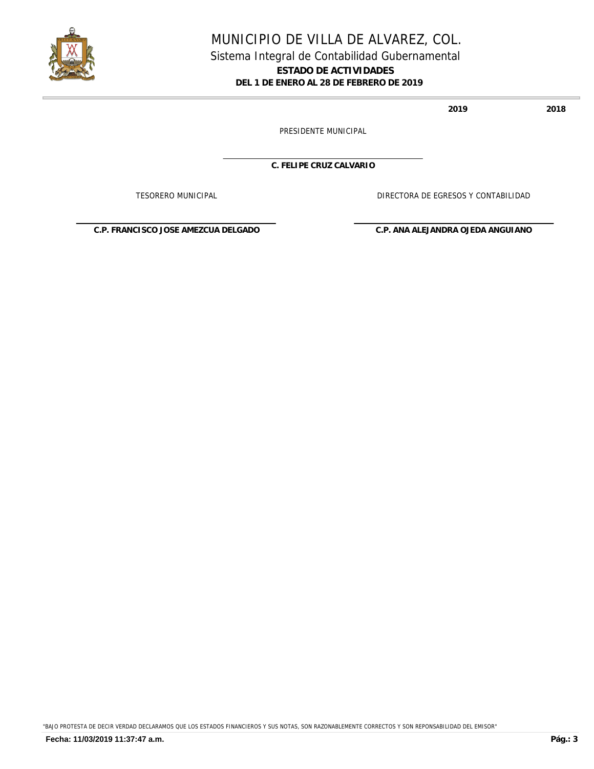# MUNICIPIO DE VILLA DE ALVAREZ, COL.

## Sistema Integral de Contabilidad Gubernamental

**ESTADO DE ACTIVIDADES**

**DEL 1 DE ENERO AL 28 DE FEBRERO DE 2019**

| | **2019** | **2018** |
|---|---|---|

PRESIDENTE MUNICIPAL

**C. FELIPE CRUZ CALVARIO**

TESORERO MUNICIPAL

**C.P. FRANCISCO JOSE AMEZCUA DELGADO**

DIRECTORA DE EGRESOS Y CONTABILIDAD

**C.P. ANA ALEJANDRA OJEDA ANGUIANO**

"BAJO PROTESTA DE DECIR VERDAD DECLARAMOS QUE LOS ESTADOS FINANCIEROS Y SUS NOTAS, SON RAZONABLEMENTE CORRECTOS Y SON REPONSABILIDAD DEL EMISOR"

**Fecha: 11/03/2019 11:37:47 a.m.**